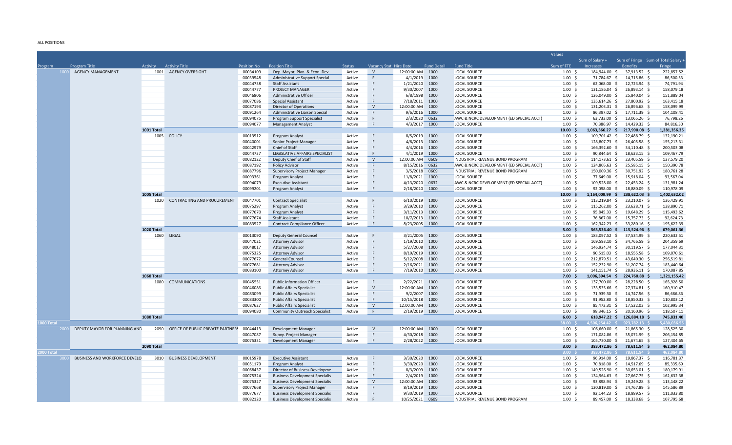ALL POSITIONS

| Program | Program Title | Activity | Activity Title | Position No | Position Title | Status | Vacancy Stat | Hire Date | Fund Detail | Fund Title | Sum of FTE | Sum of Salary + Increases | Sum of Fringe Benefits | Sum of Total Salary + Fringe |
|---|---|---|---|---|---|---|---|---|---|---|---|---|---|---|
| 1000 | AGENCY MANAGEMENT | 1001 | AGENCY OVERSIGHT | 00034109 | Dep. Mayor, Plan. & Econ. Dev. | Active | V | 12:00:00 AM | 1000 | LOCAL SOURCE | 1.00 | $ 184,944.00 | $ 37,913.52 | $ 222,857.52 |
| | | | | 00039548 | Administrative Support Special | Active | F | 4/1/2019 | 1000 | LOCAL SOURCE | 1.00 | $ 71,784.67 | $ 14,715.86 | $ 86,500.53 |
| | | | | 00044738 | Staff Assistant | Active | F | 1/21/2020 | 1000 | LOCAL SOURCE | 1.00 | $ 62,068.00 | $ 12,723.94 | $ 74,791.94 |
| | | | | 00044777 | PROJECT MANAGER | Active | F | 9/30/2007 | 1000 | LOCAL SOURCE | 1.00 | $ 131,186.04 | $ 26,893.14 | $ 158,079.18 |
| | | | | 00046806 | Administrative Officer | Active | F | 6/8/1998 | 1000 | LOCAL SOURCE | 1.00 | $ 126,049.00 | $ 25,840.04 | $ 151,889.04 |
| | | | | 00077086 | Special Assistant | Active | F | 7/18/2011 | 1000 | LOCAL SOURCE | 1.00 | $ 135,614.26 | $ 27,800.92 | $ 163,415.18 |
| | | | | 00087193 | Director of Operations | Active | V | 12:00:00 AM | 1000 | LOCAL SOURCE | 1.00 | $ 131,203.31 | $ 26,896.68 | $ 158,099.99 |
| | | | | 00091264 | Administrative Liaison Special | Active | F | 9/6/2016 | 1000 | LOCAL SOURCE | 1.00 | $ 86,397.02 | $ 17,711.39 | $ 104,108.41 |
| | | | | 00094075 | Program Support Specialist | Active | F | 2/3/2020 | 0632 | AWC & NCRC DEVELOPMENT (ED SPECIAL ACCT) | 1.00 | $ 63,733.00 | $ 13,065.26 | $ 76,798.26 |
| | | | | 00094077 | Management Analyst | Active | F | 4/3/2017 | 1000 | LOCAL SOURCE | 1.00 | $ 70,386.97 | $ 14,429.33 | $ 84,816.30 |
| | | 1001 Total | | | | | | | | | 10.00 | $ 1,063,366.27 | $ 217,990.08 | $ 1,281,356.35 |
| | | 1005 | POLICY | 00013512 | Program Analyst | Active | F | 8/5/2019 | 1000 | LOCAL SOURCE | 1.00 | $ 109,701.42 | $ 22,488.79 | $ 132,190.21 |
| | | | | 00040001 | Senior Project Manager | Active | F | 4/8/2013 | 1000 | LOCAL SOURCE | 1.00 | $ 128,807.73 | $ 26,405.58 | $ 155,213.31 |
| | | | | 00042979 | Chief of Staff | Active | F | 4/4/2016 | 1000 | LOCAL SOURCE | 1.00 | $ 166,392.60 | $ 34,110.48 | $ 200,503.08 |
| | | | | 00044737 | LEGISLATIVE AFFAIRS SPECIALIST | Active | F | 4/1/2019 | 1000 | LOCAL SOURCE | 1.00 | $ 90,844.64 | $ 18,623.15 | $ 109,467.79 |
| | | | | 00082122 | Deputy Chief of Staff | Active | V | 12:00:00 AM | 0609 | INDUSTRIAL REVENUE BOND PROGRAM | 1.00 | $ 114,173.61 | $ 23,405.59 | $ 137,579.20 |
| | | | | 00087192 | Policy Advisor | Active | F | 8/15/2016 | 0632 | AWC & NCRC DEVELOPMENT (ED SPECIAL ACCT) | 1.00 | $ 124,805.63 | $ 25,585.15 | $ 150,390.78 |
| | | | | 00087796 | Supervisory Project Manager | Active | F | 3/5/2018 | 0609 | INDUSTRIAL REVENUE BOND PROGRAM | 1.00 | $ 150,009.36 | $ 30,751.92 | $ 180,761.28 |
| | | | | 00093361 | Program Analyst | Active | F | 11/8/2021 | 1000 | LOCAL SOURCE | 1.00 | $ 77,649.00 | $ 15,918.04 | $ 93,567.04 |
| | | | | 00094079 | Executive Assistant | Active | F | 4/13/2020 | 0632 | AWC & NCRC DEVELOPMENT (ED SPECIAL ACCT) | 1.00 | $ 109,528.00 | $ 22,453.24 | $ 131,981.24 |
| | | | | 00099201 | Program Analyst | Active | F | 2/18/2020 | 1000 | LOCAL SOURCE | 1.00 | $ 92,098.00 | $ 18,880.09 | $ 110,978.09 |
| | | 1005 Total | | | | | | | | | 10.00 | $ 1,164,009.99 | $ 238,622.03 | $ 1,402,632.02 |
| | | 1020 | CONTRACTING AND PROCUREMENT | 00047701 | Contract Specialist | Active | F | 6/10/2019 | 1000 | LOCAL SOURCE | 1.00 | $ 113,219.84 | $ 23,210.07 | $ 136,429.91 |
| | | | | 00075297 | Program Analyst | Active | F | 3/29/2010 | 1000 | LOCAL SOURCE | 1.00 | $ 115,262.00 | $ 23,628.71 | $ 138,890.71 |
| | | | | 00077670 | Program Analyst | Active | F | 3/11/2013 | 1000 | LOCAL SOURCE | 1.00 | $ 95,845.33 | $ 19,648.29 | $ 115,493.62 |
| | | | | 00077674 | Staff Assistant | Active | F | 10/7/2013 | 1000 | LOCAL SOURCE | 1.00 | $ 76,867.00 | $ 15,757.73 | $ 92,624.73 |
| | | | | 00083527 | Contract Compliance Officer | Active | F | 8/23/2005 | 1000 | LOCAL SOURCE | 1.00 | $ 162,342.23 | $ 33,280.16 | $ 195,622.39 |
| | | 1020 Total | | | | | | | | | 5.00 | $ 563,536.40 | $ 115,524.96 | $ 679,061.36 |
| | | 1060 | LEGAL | 00013090 | Deputy General Counsel | Active | F | 3/21/2005 | 1000 | LOCAL SOURCE | 1.00 | $ 183,097.52 | $ 37,534.99 | $ 220,632.51 |
| | | | | 00047021 | Attorney Advisor | Active | F | 1/19/2010 | 1000 | LOCAL SOURCE | 1.00 | $ 169,593.10 | $ 34,766.59 | $ 204,359.69 |
| | | | | 00048017 | Attorney Advisor | Active | F | 5/27/2008 | 1000 | LOCAL SOURCE | 1.00 | $ 146,924.74 | $ 30,119.57 | $ 177,044.31 |
| | | | | 00075325 | Attorney Advisor | Active | F | 8/19/2019 | 1000 | LOCAL SOURCE | 1.00 | $ 90,515.03 | $ 18,555.58 | $ 109,070.61 |
| | | | | 00077672 | General Counsel | Active | F | 5/12/2008 | 1000 | LOCAL SOURCE | 1.00 | $ 212,879.51 | $ 43,640.30 | $ 256,519.81 |
| | | | | 00077681 | Attorney Advisor | Active | F | 2/16/2021 | 1000 | LOCAL SOURCE | 1.00 | $ 152,232.90 | $ 31,207.74 | $ 183,440.64 |
| | | | | 00083100 | Attorney Advisor | Active | F | 7/19/2010 | 1000 | LOCAL SOURCE | 1.00 | $ 141,151.74 | $ 28,936.11 | $ 170,087.85 |
| | | 1060 Total | | | | | | | | | 7.00 | $ 1,096,394.54 | $ 224,760.88 | $ 1,321,155.42 |
| | | 1080 | COMMUNICATIONS | 00045551 | Public Information Officer | Active | F | 2/22/2021 | 1000 | LOCAL SOURCE | 1.00 | $ 137,700.00 | $ 28,228.50 | $ 165,928.50 |
| | | | | 00046086 | Public Affairs Specialist | Active | V | 12:00:00 AM | 1000 | LOCAL SOURCE | 1.00 | $ 133,535.66 | $ 27,374.81 | $ 160,910.47 |
| | | | | 00083099 | Public Affairs Specialist | Active | F | 9/2/2007 | 1000 | LOCAL SOURCE | 1.00 | $ 71,939.30 | $ 14,747.56 | $ 86,686.86 |
| | | | | 00083300 | Public Affairs Specialist | Active | F | 10/15/2018 | 1000 | LOCAL SOURCE | 1.00 | $ 91,952.80 | $ 18,850.32 | $ 110,803.12 |
| | | | | 00087627 | Public Affairs Specialist | Active | V | 12:00:00 AM | 1000 | LOCAL SOURCE | 1.00 | $ 85,473.31 | $ 17,522.03 | $ 102,995.34 |
| | | | | 00094080 | Community Outreach Specialist | Active | F | 2/19/2019 | 1000 | LOCAL SOURCE | 1.00 | $ 98,346.15 | $ 20,160.96 | $ 118,507.11 |
| | | 1080 Total | | | | | | | | | 6.00 | $ 618,947.22 | $ 126,884.18 | $ 745,831.40 |
| 1000 Total | | | | | | | | | | | 38.00 | $ 4,506,254.42 | $ 923,782.13 | $ 5,430,036.55 |
| 2000 | DEPUTY MAYOR FOR PLANNING AND | 2090 | OFFICE OF PUBLIC-PRIVATE PARTNERS | 00044413 | Development Manager | Active | V | 12:00:00 AM | 1000 | LOCAL SOURCE | 1.00 | $ 106,660.00 | $ 21,865.30 | $ 128,525.30 |
| | | | | 00047087 | Supvy. Project Manager | Active | F | 4/30/2018 | 1000 | LOCAL SOURCE | 1.00 | $ 171,082.86 | $ 35,071.99 | $ 206,154.85 |
| | | | | 00075331 | Development Manager | Active | F | 2/28/2022 | 1000 | LOCAL SOURCE | 1.00 | $ 105,730.00 | $ 21,674.65 | $ 127,404.65 |
| | | 2090 Total | | | | | | | | | 3.00 | $ 383,472.86 | $ 78,611.94 | $ 462,084.80 |
| 2000 Total | | | | | | | | | | | 3.00 | $ 383,472.86 | $ 78,611.94 | $ 462,084.80 |
| 3000 | BUSINESS AND WORKFORCE DEVELO | 3010 | BUSINESS DEVELOPMENT | 00015978 | Executive Assistant | Active | F | 3/30/2020 | 1000 | LOCAL SOURCE | 1.00 | $ 96,914.00 | $ 19,867.37 | $ 116,781.37 |
| | | | | 00051179 | Program Analyst | Active | F | 3/30/2020 | 1000 | LOCAL SOURCE | 1.00 | $ 70,818.00 | $ 14,517.69 | $ 85,335.69 |
| | | | | 00068437 | Director of Business Developme | Active | F | 8/3/2009 | 1000 | LOCAL SOURCE | 1.00 | $ 149,526.90 | $ 30,653.01 | $ 180,179.91 |
| | | | | 00075324 | Business Development Specialis | Active | F | 2/4/2019 | 1000 | LOCAL SOURCE | 1.00 | $ 134,964.63 | $ 27,667.75 | $ 162,632.38 |
| | | | | 00075327 | Business Development Specialis | Active | V | 12:00:00 AM | 1000 | LOCAL SOURCE | 1.00 | $ 93,898.94 | $ 19,249.28 | $ 113,148.22 |
| | | | | 00077668 | Supervisory Project Manager | Active | F | 8/19/2019 | 1000 | LOCAL SOURCE | 1.00 | $ 120,819.00 | $ 24,767.89 | $ 145,586.89 |
| | | | | 00077677 | Business Development Specialis | Active | F | 9/30/2019 | 1000 | LOCAL SOURCE | 1.00 | $ 92,144.23 | $ 18,889.57 | $ 111,033.80 |
| | | | | 00082120 | Business Development Specialis | Active | F | 10/25/2021 | 0609 | INDUSTRIAL REVENUE BOND PROGRAM | 1.00 | $ 89,457.00 | $ 18,338.68 | $ 107,795.68 |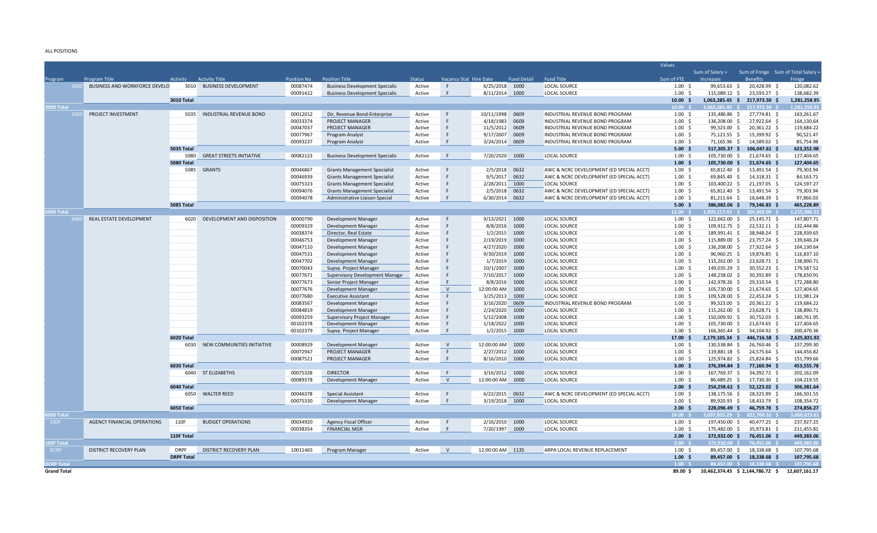ALL POSITIONS

| Program | Program Title | Activity | Activity Title | Position No | Position Title | Status | Vacancy Stat | Hire Date | Fund Detail | Fund Title | Sum of FTE | Sum of Salary + Increases | Sum of Fringe Benefits | Sum of Total Salary + Fringe |
|---|---|---|---|---|---|---|---|---|---|---|---|---|---|---|
| 3000 | BUSINESS AND WORKFORCE DEVELO | 3010 | BUSINESS DEVELOPMENT | 00087474 | Business Development Specialis | Active | F | 6/25/2018 | 1000 | LOCAL SOURCE | 1.00 | $ 99,653.63 | $ 20,428.99 | $ 120,082.62 |
| | | | | 00091422 | Business Development Specialis | Active | F | 8/11/2014 | 1000 | LOCAL SOURCE | 1.00 | $ 115,089.12 | $ 23,593.27 | $ 138,682.39 |
| | | 3010 Total | | | | | | | | | 10.00 | $ 1,063,285.45 | $ 217,973.50 | $ 1,281,258.95 |
| 3000 Total | | | | | | | | | | | 10.00 | $ 1,063,285.45 | $ 217,973.50 | $ 1,281,258.95 |
| 5000 | PROJECT INVESTMENT | 5035 | INDUSTRIAL REVENUE BOND | 00012012 | Dir, Revenue Bond-Enterprise | Active | F | 10/11/1998 | 0609 | INDUSTRIAL REVENUE BOND PROGRAM | 1.00 | $ 135,486.86 | $ 27,774.81 | $ 163,261.67 |
| | | | | 00033374 | PROJECT MANAGER | Active | F | 4/18/1983 | 0609 | INDUSTRIAL REVENUE BOND PROGRAM | 1.00 | $ 136,208.00 | $ 27,922.64 | $ 164,130.64 |
| | | | | 00047037 | PROJECT MANAGER | Active | F | 11/5/2012 | 0609 | INDUSTRIAL REVENUE BOND PROGRAM | 1.00 | $ 99,323.00 | $ 20,361.22 | $ 119,684.22 |
| | | | | 00077967 | Program Analyst | Active | F | 9/17/2007 | 0609 | INDUSTRIAL REVENUE BOND PROGRAM | 1.00 | $ 75,121.55 | $ 15,399.92 | $ 90,521.47 |
| | | | | 00093237 | Program Analyst | Active | F | 3/24/2014 | 0609 | INDUSTRIAL REVENUE BOND PROGRAM | 1.00 | $ 71,165.96 | $ 14,589.02 | $ 85,754.98 |
| | | 5035 Total | | | | | | | | | 5.00 | $ 517,305.37 | $ 106,047.61 | $ 623,352.98 |
| | | 5080 | GREAT STREETS INITIATIVE | 00082123 | Business Development Specialis | Active | F | 7/20/2020 | 1000 | LOCAL SOURCE | 1.00 | $ 105,730.00 | $ 21,674.65 | $ 127,404.65 |
| | | 5080 Total | | | | | | | | | 1.00 | $ 105,730.00 | $ 21,674.65 | $ 127,404.65 |
| | | 5085 | GRANTS | 00046867 | Grants Management Specialist | Active | F | 2/5/2018 | 0632 | AWC & NCRC DEVELOPMENT (ED SPECIAL ACCT) | 1.00 | $ 65,812.40 | $ 13,491.54 | $ 79,303.94 |
| | | | | 00046939 | Grants Management Specialist | Active | F | 9/5/2017 | 0632 | AWC & NCRC DEVELOPMENT (ED SPECIAL ACCT) | 1.00 | $ 69,845.40 | $ 14,318.31 | $ 84,163.71 |
| | | | | 00075323 | Grants Management Specialist | Active | F | 2/28/2011 | 1000 | LOCAL SOURCE | 1.00 | $ 103,400.22 | $ 21,197.05 | $ 124,597.27 |
| | | | | 00094076 | Grants Management Specialist | Active | F | 2/5/2018 | 0632 | AWC & NCRC DEVELOPMENT (ED SPECIAL ACCT) | 1.00 | $ 65,812.40 | $ 13,491.54 | $ 79,303.94 |
| | | | | 00094078 | Administrative Liaison Special | Active | F | 6/30/2014 | 0632 | AWC & NCRC DEVELOPMENT (ED SPECIAL ACCT) | 1.00 | $ 81,211.64 | $ 16,648.39 | $ 97,860.03 |
| | | 5085 Total | | | | | | | | | 5.00 | $ 386,082.06 | $ 79,146.83 | $ 465,228.89 |
| 5000 Total | | | | | | | | | | | 11.00 | $ 1,009,117.43 | $ 206,869.09 | $ 1,215,986.52 |
| 6000 | REAL ESTATE DEVELOPMENT | 6020 | DEVELOPMENT AND DISPOSITION | 00000790 | Development Manager | Active | F | 9/13/2021 | 1000 | LOCAL SOURCE | 1.00 | $ 122,662.00 | $ 25,145.71 | $ 147,807.71 |
| | | | | 00009329 | Development Manager | Active | F | 8/8/2016 | 1000 | LOCAL SOURCE | 1.00 | $ 109,912.75 | $ 22,532.11 | $ 132,444.86 |
| | | | | 00038374 | Director, Real Estate | Active | F | 1/2/2015 | 1000 | LOCAL SOURCE | 1.00 | $ 189,991.41 | $ 38,948.24 | $ 228,939.65 |
| | | | | 00046753 | Development Manager | Active | F | 2/19/2019 | 1000 | LOCAL SOURCE | 1.00 | $ 115,889.00 | $ 23,757.24 | $ 139,646.24 |
| | | | | 00047110 | Development Manager | Active | F | 4/27/2020 | 1000 | LOCAL SOURCE | 1.00 | $ 136,208.00 | $ 27,922.64 | $ 164,130.64 |
| | | | | 00047531 | Development Manager | Active | F | 9/30/2019 | 1000 | LOCAL SOURCE | 1.00 | $ 96,960.25 | $ 19,876.85 | $ 116,837.10 |
| | | | | 00047702 | Development Manager | Active | F | 1/7/2019 | 1000 | LOCAL SOURCE | 1.00 | $ 115,262.00 | $ 23,628.71 | $ 138,890.71 |
| | | | | 00070043 | Supvy. Project Manager | Active | F | 10/1/2007 | 1000 | LOCAL SOURCE | 1.00 | $ 149,035.29 | $ 30,552.23 | $ 179,587.52 |
| | | | | 00077671 | Supervisory Development Manage | Active | F | 7/10/2017 | 1000 | LOCAL SOURCE | 1.00 | $ 148,258.02 | $ 30,392.89 | $ 178,650.91 |
| | | | | 00077673 | Senior Project Manager | Active | F | 8/8/2016 | 1000 | LOCAL SOURCE | 1.00 | $ 142,978.26 | $ 29,310.54 | $ 172,288.80 |
| | | | | 00077676 | Development Manager | Active | V | 12:00:00 AM | 1000 | LOCAL SOURCE | 1.00 | $ 105,730.00 | $ 21,674.65 | $ 127,404.65 |
| | | | | 00077680 | Executive Assistant | Active | F | 3/25/2013 | 1000 | LOCAL SOURCE | 1.00 | $ 109,528.00 | $ 22,453.24 | $ 131,981.24 |
| | | | | 00083567 | Development Manager | Active | F | 3/16/2020 | 0609 | INDUSTRIAL REVENUE BOND PROGRAM | 1.00 | $ 99,323.00 | $ 20,361.22 | $ 119,684.22 |
| | | | | 00084819 | Development Manager | Active | F | 2/24/2020 | 1000 | LOCAL SOURCE | 1.00 | $ 115,262.00 | $ 23,628.71 | $ 138,890.71 |
| | | | | 00093259 | Supervisory Project Manager | Active | F | 5/12/2008 | 1000 | LOCAL SOURCE | 1.00 | $ 150,009.92 | $ 30,752.03 | $ 180,761.95 |
| | | | | 00102378 | Development Manager | Active | F | 1/18/2022 | 1000 | LOCAL SOURCE | 1.00 | $ 105,730.00 | $ 21,674.65 | $ 127,404.65 |
| | | | | 00102379 | Supvy. Project Manager | Active | F | 1/2/2015 | 1000 | LOCAL SOURCE | 1.00 | $ 166,365.44 | $ 34,104.92 | $ 200,470.36 |
| | | 6020 Total | | | | | | | | | 17.00 | $ 2,179,105.34 | $ 446,716.58 | $ 2,625,821.92 |
| | | 6030 | NEW COMMUNITIES INITIATIVE | 00008929 | Development Manager | Active | V | 12:00:00 AM | 1000 | LOCAL SOURCE | 1.00 | $ 130,538.84 | $ 26,760.46 | $ 157,299.30 |
| | | | | 00072947 | PROJECT MANAGER | Active | F | 2/27/2012 | 1000 | LOCAL SOURCE | 1.00 | $ 119,881.18 | $ 24,575.64 | $ 144,456.82 |
| | | | | 00087521 | PROJECT MANAGER | Active | F | 8/16/2010 | 1000 | LOCAL SOURCE | 1.00 | $ 125,974.82 | $ 25,824.84 | $ 151,799.66 |
| | | 6030 Total | | | | | | | | | 3.00 | $ 376,394.84 | $ 77,160.94 | $ 453,555.78 |
| | | 6040 | ST ELIZABETHS | 00075328 | DIRECTOR | Active | F | 3/16/2012 | 1000 | LOCAL SOURCE | 1.00 | $ 167,769.37 | $ 34,392.72 | $ 202,162.09 |
| | | | | 00089378 | Development Manager | Active | V | 12:00:00 AM | 1000 | LOCAL SOURCE | 1.00 | $ 86,489.25 | $ 17,730.30 | $ 104,219.55 |
| | | 6040 Total | | | | | | | | | 2.00 | $ 254,258.62 | $ 52,123.02 | $ 306,381.64 |
| | | 6050 | WALTER REED | 00046378 | Special Assistant | Active | F | 6/22/2015 | 0632 | AWC & NCRC DEVELOPMENT (ED SPECIAL ACCT) | 1.00 | $ 138,175.56 | $ 28,325.99 | $ 166,501.55 |
| | | | | 00075330 | Development Manager | Active | F | 3/19/2018 | 1000 | LOCAL SOURCE | 1.00 | $ 89,920.93 | $ 18,433.79 | $ 108,354.72 |
| | | 6050 Total | | | | | | | | | 2.00 | $ 228,096.49 | $ 46,759.78 | $ 274,856.27 |
| 6000 Total | | | | | | | | | | | 24.00 | $ 3,037,855.29 | $ 622,760.32 | $ 3,660,615.61 |
| 100F | AGENCY FINANCIAL OPERATIONS | 110F | BUDGET OPERATIONS | 00034920 | Agency Fiscal Officer | Active | F | 2/16/2010 | 1000 | LOCAL SOURCE | 1.00 | $ 197,450.00 | $ 40,477.25 | $ 237,927.25 |
| | | | | 00038354 | FINANCIAL MGR | Active | F | 7/20/1997 | 1000 | LOCAL SOURCE | 1.00 | $ 175,482.00 | $ 35,973.81 | $ 211,455.81 |
| | | 110F Total | | | | | | | | | 2.00 | $ 372,932.00 | $ 76,451.06 | $ 449,383.06 |
| 100F Total | | | | | | | | | | | 2.00 | $ 372,932.00 | $ 76,451.06 | $ 449,383.06 |
| DCRP | DISTRICT RECOVERY PLAN | DRPF | DISTRICT RECOVERY PLAN | 10011465 | Program Manager | Active | V | 12:00:00 AM | 1135 | ARPA LOCAL REVENUE REPLACEMENT | 1.00 | $ 89,457.00 | $ 18,338.68 | $ 107,795.68 |
| | | DRPF Total | | | | | | | | | 1.00 | $ 89,457.00 | $ 18,338.68 | $ 107,795.68 |
| DCRP Total | | | | | | | | | | | 1.00 | $ 89,457.00 | $ 18,338.68 | $ 107,795.68 |
| Grand Total | | | | | | | | | | | 89.00 | $ 10,462,374.45 | $ 2,144,786.72 | $ 12,607,161.17 |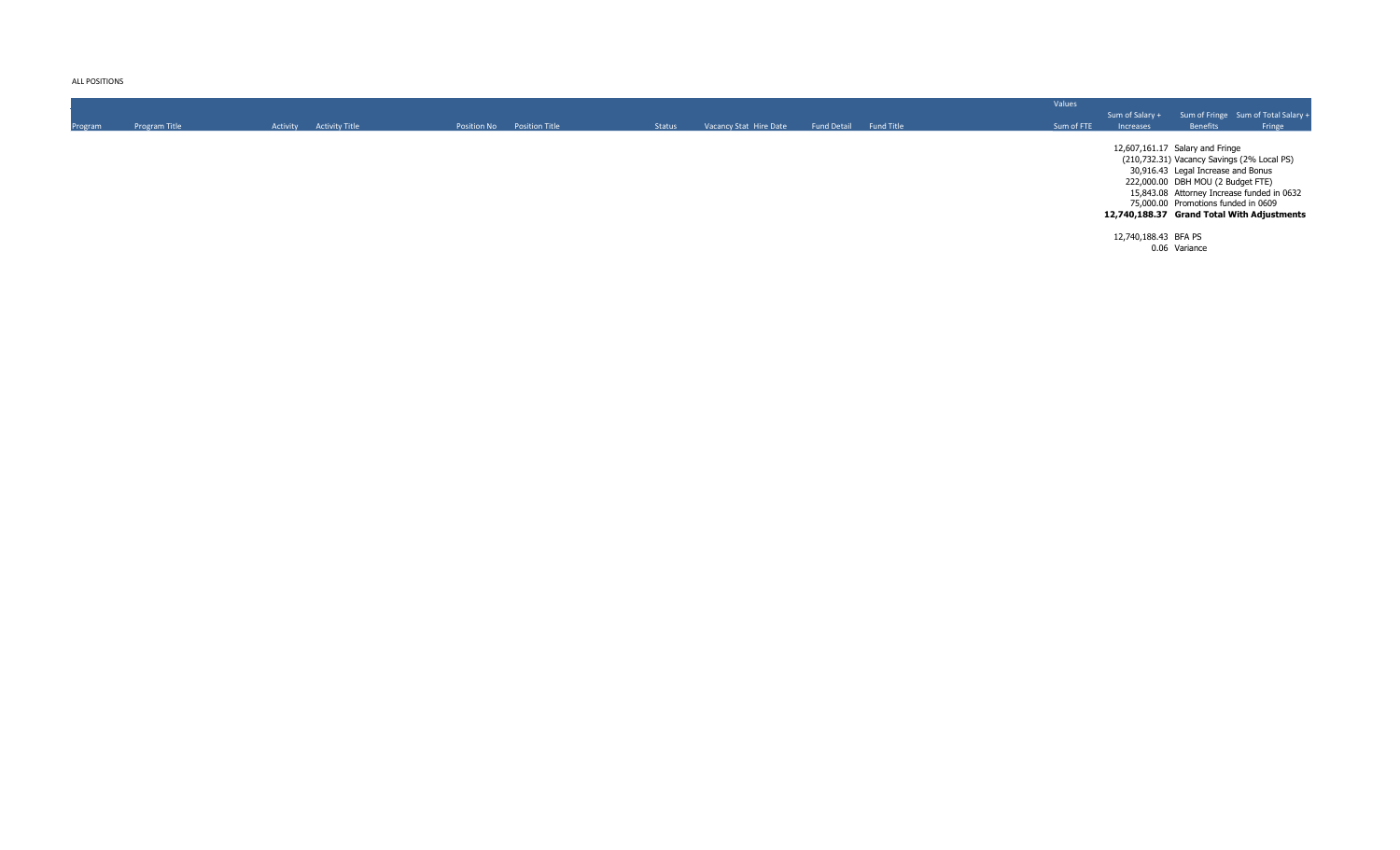ALL POSITIONS

| Program | Program Title | Activity | Activity Title | Position No | Position Title | Status | Vacancy Stat | Hire Date | Fund Detail | Fund Title | Values<br>Sum of FTE | Sum of Salary + Increases | Sum of Fringe Benefits | Sum of Total Salary + Fringe |
|---|---|---|---|---|---|---|---|---|---|---|---|---|---|---|

| | |
|---|---|
| 12,607,161.17 | Salary and Fringe |
| (210,732.31) | Vacancy Savings (2% Local PS) |
| 30,916.43 | Legal Increase and Bonus |
| 222,000.00 | DBH MOU (2 Budget FTE) |
| 15,843.08 | Attorney Increase funded in 0632 |
| 75,000.00 | Promotions funded in 0609 |
| **12,740,188.37** | **Grand Total With Adjustments** |
| | |
| 12,740,188.43 | BFA PS |
| 0.06 | Variance |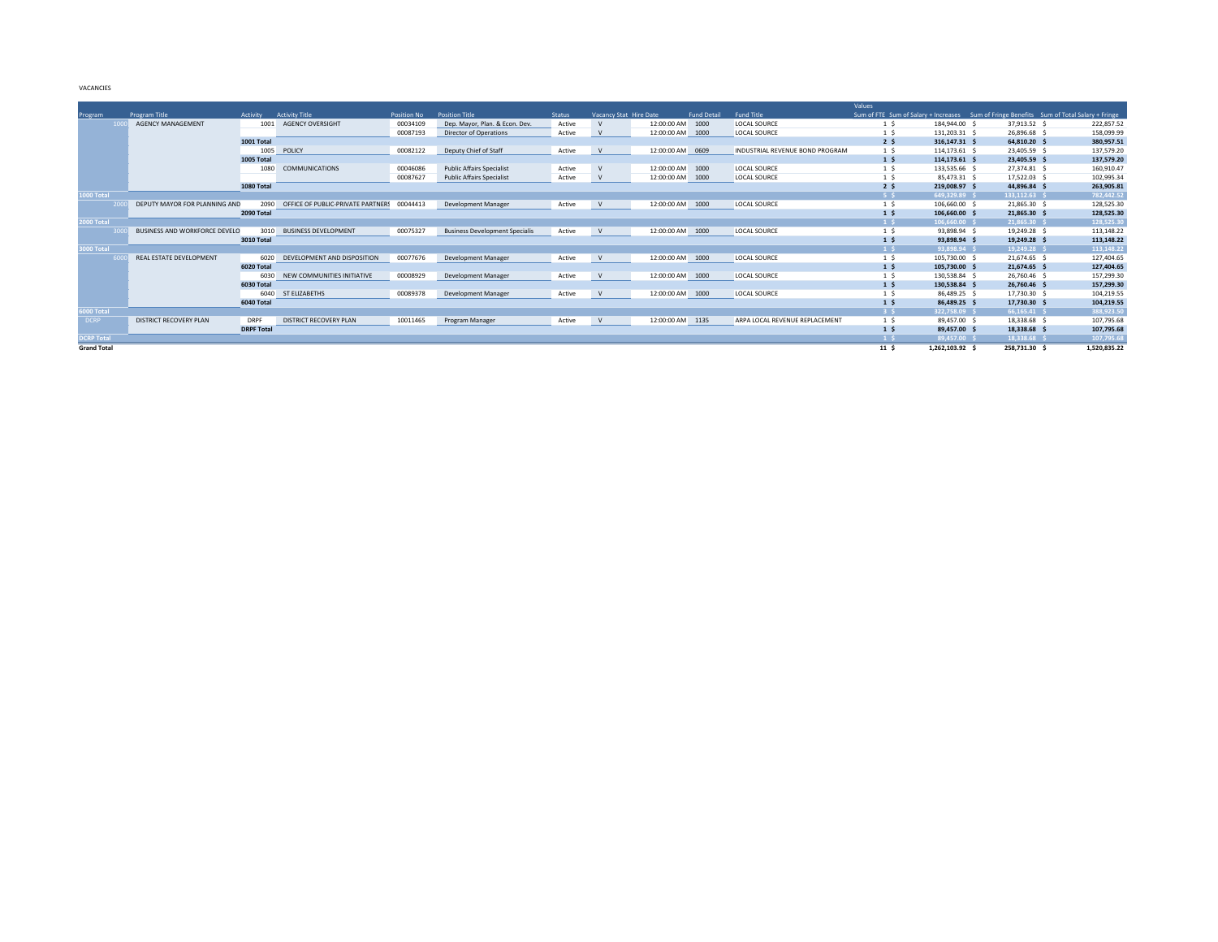VACANCIES

| Program | Program Title | Activity | Activity Title | Position No | Position Title | Status | Vacancy Stat | Hire Date | Fund Detail | Fund Title | Sum of FTE | Sum of Salary + Increases | Sum of Fringe Benefits | Sum of Total Salary + Fringe |
|---|---|---|---|---|---|---|---|---|---|---|---|---|---|---|
| | | | | | | | | | | | Values | | | |
| 1000 | AGENCY MANAGEMENT | 1001 | AGENCY OVERSIGHT | 00034109 | Dep. Mayor, Plan. & Econ. Dev. | Active | V | 12:00:00 AM | 1000 | LOCAL SOURCE | 1 | $ 184,944.00 | $ 37,913.52 | $ 222,857.52 |
| | | | | 00087193 | Director of Operations | Active | V | 12:00:00 AM | 1000 | LOCAL SOURCE | 1 | $ 131,203.31 | $ 26,896.68 | $ 158,099.99 |
| | | **1001 Total** | | | | | | | | | **2** | **$ 316,147.31** | **$ 64,810.20** | **$ 380,957.51** |
| | | 1005 | POLICY | 00082122 | Deputy Chief of Staff | Active | V | 12:00:00 AM | 0609 | INDUSTRIAL REVENUE BOND PROGRAM | 1 | $ 114,173.61 | $ 23,405.59 | $ 137,579.20 |
| | | **1005 Total** | | | | | | | | | **1** | **$ 114,173.61** | **$ 23,405.59** | **$ 137,579.20** |
| | | 1080 | COMMUNICATIONS | 00046086 | Public Affairs Specialist | Active | V | 12:00:00 AM | 1000 | LOCAL SOURCE | 1 | $ 133,535.66 | $ 27,374.81 | $ 160,910.47 |
| | | | | 00087627 | Public Affairs Specialist | Active | V | 12:00:00 AM | 1000 | LOCAL SOURCE | 1 | $ 85,473.31 | $ 17,522.03 | $ 102,995.34 |
| | | **1080 Total** | | | | | | | | | **2** | **$ 219,008.97** | **$ 44,896.84** | **$ 263,905.81** |
| **1000 Total** | | | | | | | | | | | **5** | **$ 649,329.89** | **$ 133,112.63** | **$ 782,442.52** |
| 2000 | DEPUTY MAYOR FOR PLANNING AND | 2090 | OFFICE OF PUBLIC-PRIVATE PARTNERS | 00044413 | Development Manager | Active | V | 12:00:00 AM | 1000 | LOCAL SOURCE | 1 | $ 106,660.00 | $ 21,865.30 | $ 128,525.30 |
| | | **2090 Total** | | | | | | | | | **1** | **$ 106,660.00** | **$ 21,865.30** | **$ 128,525.30** |
| **2000 Total** | | | | | | | | | | | **1** | **$ 106,660.00** | **$ 21,865.30** | **$ 128,525.30** |
| 3000 | BUSINESS AND WORKFORCE DEVELO | 3010 | BUSINESS DEVELOPMENT | 00075327 | Business Development Specialis | Active | V | 12:00:00 AM | 1000 | LOCAL SOURCE | 1 | $ 93,898.94 | $ 19,249.28 | $ 113,148.22 |
| | | **3010 Total** | | | | | | | | | **1** | **$ 93,898.94** | **$ 19,249.28** | **$ 113,148.22** |
| **3000 Total** | | | | | | | | | | | **1** | **$ 93,898.94** | **$ 19,249.28** | **$ 113,148.22** |
| 6000 | REAL ESTATE DEVELOPMENT | 6020 | DEVELOPMENT AND DISPOSITION | 00077676 | Development Manager | Active | V | 12:00:00 AM | 1000 | LOCAL SOURCE | 1 | $ 105,730.00 | $ 21,674.65 | $ 127,404.65 |
| | | **6020 Total** | | | | | | | | | **1** | **$ 105,730.00** | **$ 21,674.65** | **$ 127,404.65** |
| | | 6030 | NEW COMMUNITIES INITIATIVE | 00008929 | Development Manager | Active | V | 12:00:00 AM | 1000 | LOCAL SOURCE | 1 | $ 130,538.84 | $ 26,760.46 | $ 157,299.30 |
| | | **6030 Total** | | | | | | | | | **1** | **$ 130,538.84** | **$ 26,760.46** | **$ 157,299.30** |
| | | 6040 | ST ELIZABETHS | 00089378 | Development Manager | Active | V | 12:00:00 AM | 1000 | LOCAL SOURCE | 1 | $ 86,489.25 | $ 17,730.30 | $ 104,219.55 |
| | | **6040 Total** | | | | | | | | | **1** | **$ 86,489.25** | **$ 17,730.30** | **$ 104,219.55** |
| **6000 Total** | | | | | | | | | | | **3** | **$ 322,758.09** | **$ 66,165.41** | **$ 388,923.50** |
| DCRP | DISTRICT RECOVERY PLAN | DRPF | DISTRICT RECOVERY PLAN | 10011465 | Program Manager | Active | V | 12:00:00 AM | 1135 | ARPA LOCAL REVENUE REPLACEMENT | 1 | $ 89,457.00 | $ 18,338.68 | $ 107,795.68 |
| | | **DRPF Total** | | | | | | | | | **1** | **$ 89,457.00** | **$ 18,338.68** | **$ 107,795.68** |
| **DCRP Total** | | | | | | | | | | | **1** | **$ 89,457.00** | **$ 18,338.68** | **$ 107,795.68** |
| **Grand Total** | | | | | | | | | | | **11** | **$ 1,262,103.92** | **$ 258,731.30** | **$ 1,520,835.22** |